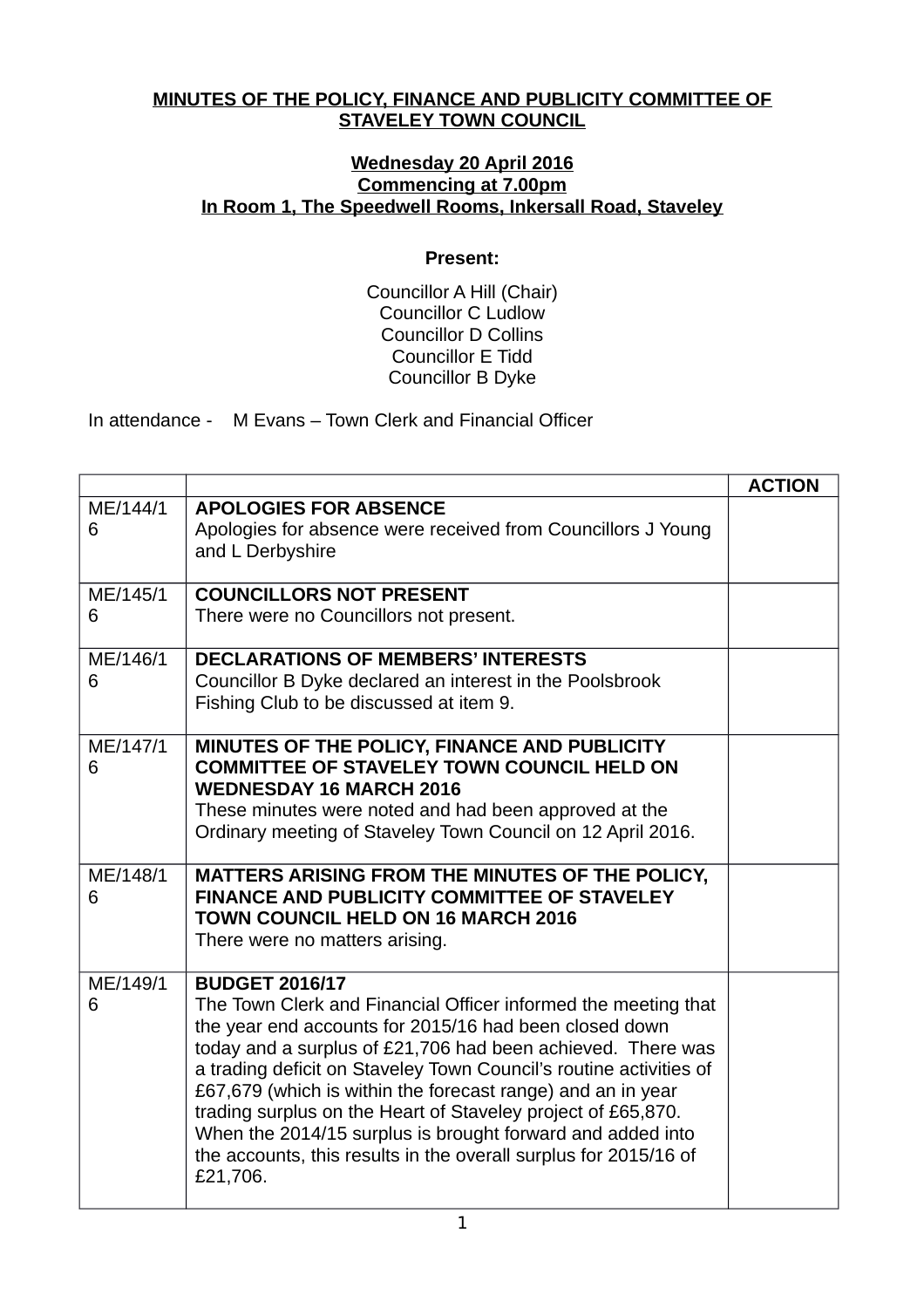**MINUTES OF THE POLICY, FINANCE AND PUBLICITY COMMITTEE OF STAVELEY TOWN COUNCIL**

**Wednesday 20 April 2016**
**Commencing at 7.00pm**
**In Room 1, The Speedwell Rooms, Inkersall Road, Staveley**

**Present:**

Councillor A Hill (Chair)
Councillor C Ludlow
Councillor D Collins
Councillor E Tidd
Councillor B Dyke

In attendance - M Evans – Town Clerk and Financial Officer

| | | ACTION |
|---|---|---|
| ME/144/16 | **APOLOGIES FOR ABSENCE**<br>Apologies for absence were received from Councillors J Young and L Derbyshire | |
| ME/145/16 | **COUNCILLORS NOT PRESENT**<br>There were no Councillors not present. | |
| ME/146/16 | **DECLARATIONS OF MEMBERS' INTERESTS**<br>Councillor B Dyke declared an interest in the Poolsbrook Fishing Club to be discussed at item 9. | |
| ME/147/16 | **MINUTES OF THE POLICY, FINANCE AND PUBLICITY COMMITTEE OF STAVELEY TOWN COUNCIL HELD ON WEDNESDAY 16 MARCH 2016**<br>These minutes were noted and had been approved at the Ordinary meeting of Staveley Town Council on 12 April 2016. | |
| ME/148/16 | **MATTERS ARISING FROM THE MINUTES OF THE POLICY, FINANCE AND PUBLICITY COMMITTEE OF STAVELEY TOWN COUNCIL HELD ON 16 MARCH 2016**<br>There were no matters arising. | |
| ME/149/16 | **BUDGET 2016/17**<br>The Town Clerk and Financial Officer informed the meeting that the year end accounts for 2015/16 had been closed down today and a surplus of £21,706 had been achieved. There was a trading deficit on Staveley Town Council's routine activities of £67,679 (which is within the forecast range) and an in year trading surplus on the Heart of Staveley project of £65,870. When the 2014/15 surplus is brought forward and added into the accounts, this results in the overall surplus for 2015/16 of £21,706. | |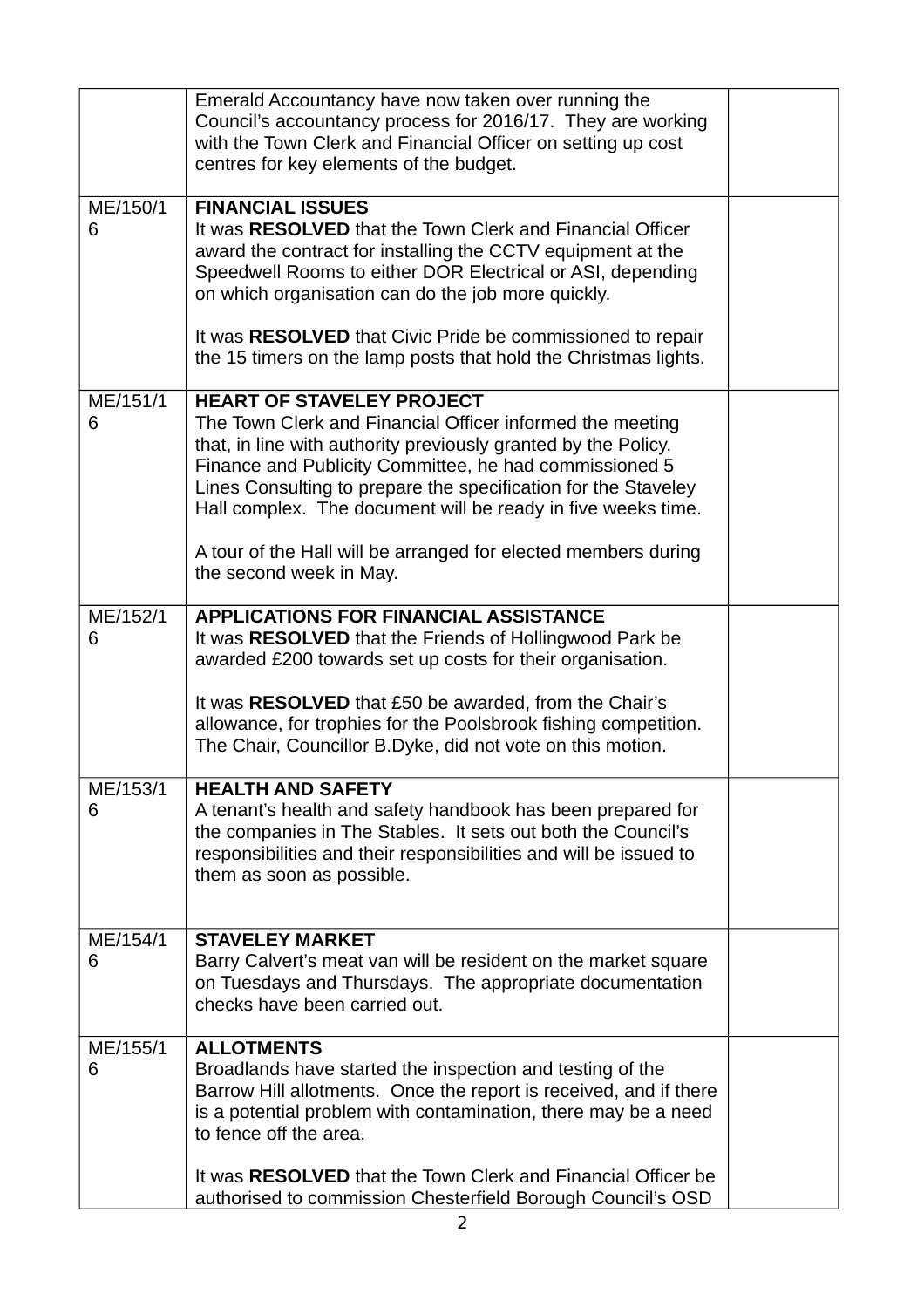| | | |
|---|---|---|
| | Emerald Accountancy have now taken over running the Council's accountancy process for 2016/17. They are working with the Town Clerk and Financial Officer on setting up cost centres for key elements of the budget. | |
| ME/150/16 | **FINANCIAL ISSUES**<br>It was **RESOLVED** that the Town Clerk and Financial Officer award the contract for installing the CCTV equipment at the Speedwell Rooms to either DOR Electrical or ASI, depending on which organisation can do the job more quickly.<br><br>It was **RESOLVED** that Civic Pride be commissioned to repair the 15 timers on the lamp posts that hold the Christmas lights. | |
| ME/151/16 | **HEART OF STAVELEY PROJECT**<br>The Town Clerk and Financial Officer informed the meeting that, in line with authority previously granted by the Policy, Finance and Publicity Committee, he had commissioned 5 Lines Consulting to prepare the specification for the Staveley Hall complex. The document will be ready in five weeks time.<br><br>A tour of the Hall will be arranged for elected members during the second week in May. | |
| ME/152/16 | **APPLICATIONS FOR FINANCIAL ASSISTANCE**<br>It was **RESOLVED** that the Friends of Hollingwood Park be awarded £200 towards set up costs for their organisation.<br><br>It was **RESOLVED** that £50 be awarded, from the Chair's allowance, for trophies for the Poolsbrook fishing competition. The Chair, Councillor B.Dyke, did not vote on this motion. | |
| ME/153/16 | **HEALTH AND SAFETY**<br>A tenant's health and safety handbook has been prepared for the companies in The Stables. It sets out both the Council's responsibilities and their responsibilities and will be issued to them as soon as possible. | |
| ME/154/16 | **STAVELEY MARKET**<br>Barry Calvert's meat van will be resident on the market square on Tuesdays and Thursdays. The appropriate documentation checks have been carried out. | |
| ME/155/16 | **ALLOTMENTS**<br>Broadlands have started the inspection and testing of the Barrow Hill allotments. Once the report is received, and if there is a potential problem with contamination, there may be a need to fence off the area.<br><br>It was **RESOLVED** that the Town Clerk and Financial Officer be authorised to commission Chesterfield Borough Council's OSD | |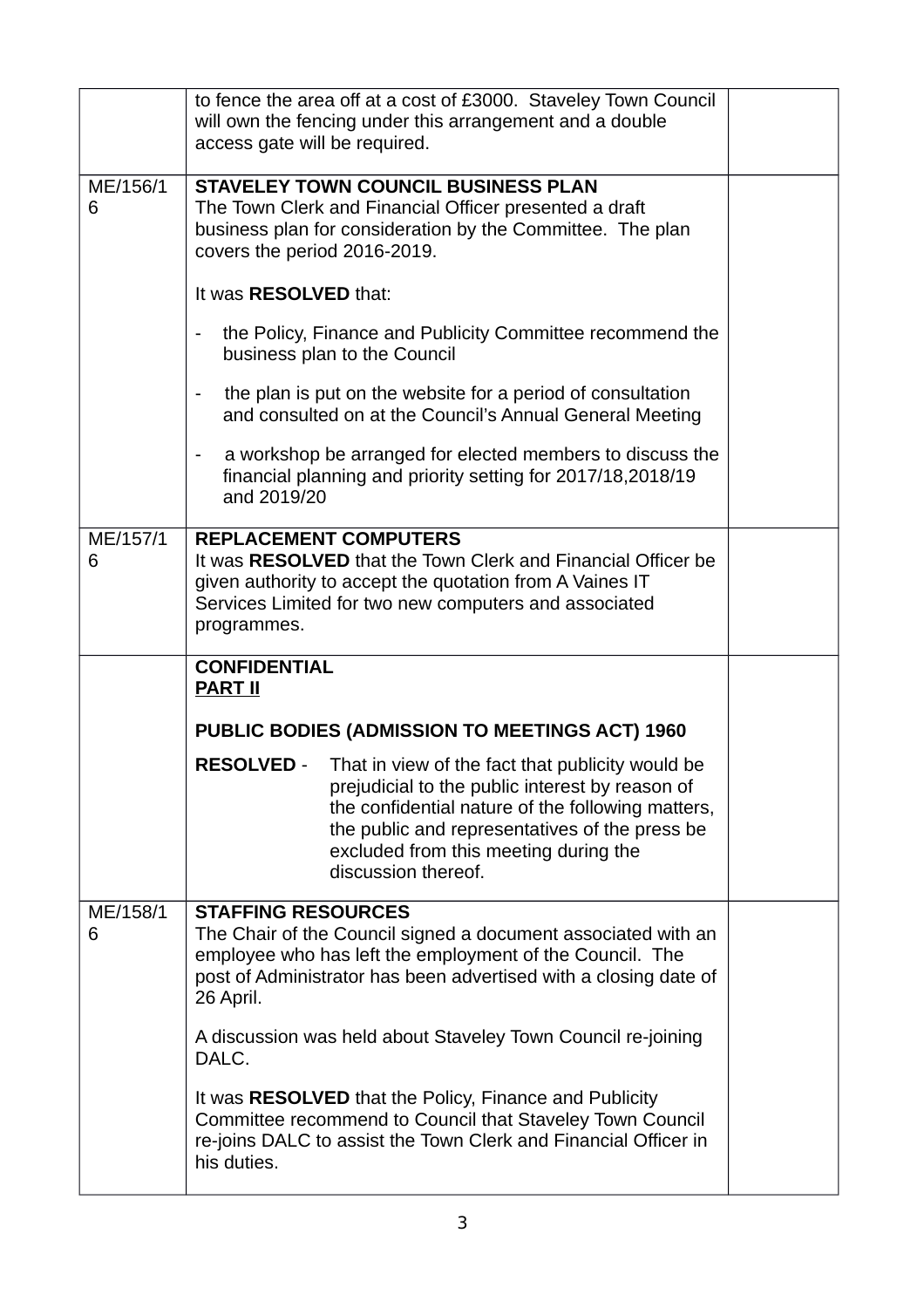| | | |
|---|---|---|
| | to fence the area off at a cost of £3000. Staveley Town Council will own the fencing under this arrangement and a double access gate will be required. | |
| ME/156/16 | **STAVELEY TOWN COUNCIL BUSINESS PLAN**<br>The Town Clerk and Financial Officer presented a draft business plan for consideration by the Committee. The plan covers the period 2016-2019.<br><br>It was **RESOLVED** that:<br><br>- the Policy, Finance and Publicity Committee recommend the business plan to the Council<br><br>- the plan is put on the website for a period of consultation and consulted on at the Council's Annual General Meeting<br><br>- a workshop be arranged for elected members to discuss the financial planning and priority setting for 2017/18,2018/19 and 2019/20 | |
| ME/157/16 | **REPLACEMENT COMPUTERS**<br>It was **RESOLVED** that the Town Clerk and Financial Officer be given authority to accept the quotation from A Vaines IT Services Limited for two new computers and associated programmes. | |
| | **CONFIDENTIAL**<br>**PART II**<br><br>**PUBLIC BODIES (ADMISSION TO MEETINGS ACT) 1960**<br><br>**RESOLVED** - That in view of the fact that publicity would be prejudicial to the public interest by reason of the confidential nature of the following matters, the public and representatives of the press be excluded from this meeting during the discussion thereof. | |
| ME/158/16 | **STAFFING RESOURCES**<br>The Chair of the Council signed a document associated with an employee who has left the employment of the Council. The post of Administrator has been advertised with a closing date of 26 April.<br><br>A discussion was held about Staveley Town Council re-joining DALC.<br><br>It was **RESOLVED** that the Policy, Finance and Publicity Committee recommend to Council that Staveley Town Council re-joins DALC to assist the Town Clerk and Financial Officer in his duties. | |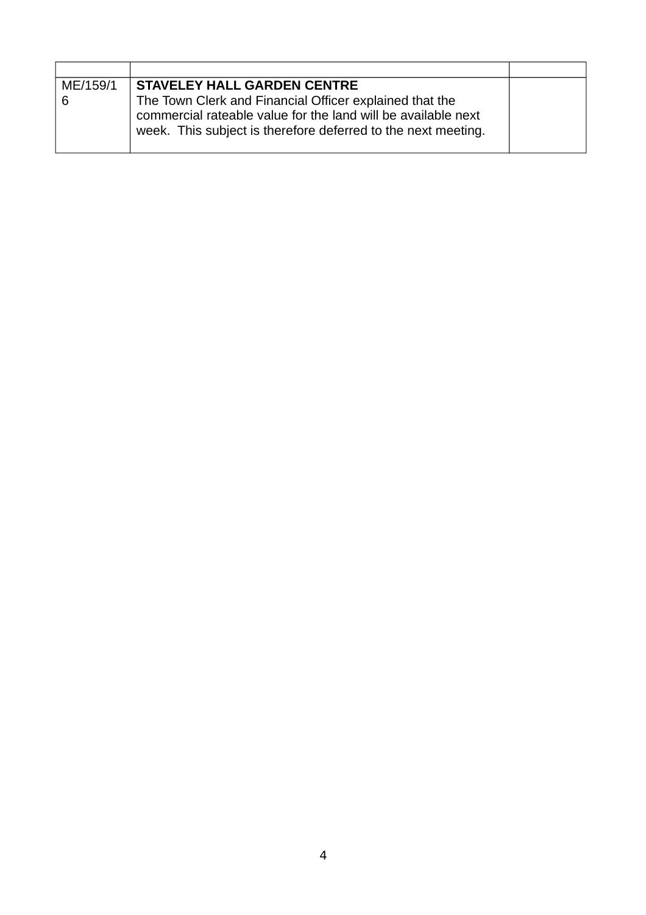| | | |
|---|---|---|
| ME/159/16 | **STAVELEY HALL GARDEN CENTRE**<br>The Town Clerk and Financial Officer explained that the commercial rateable value for the land will be available next week. This subject is therefore deferred to the next meeting. | |